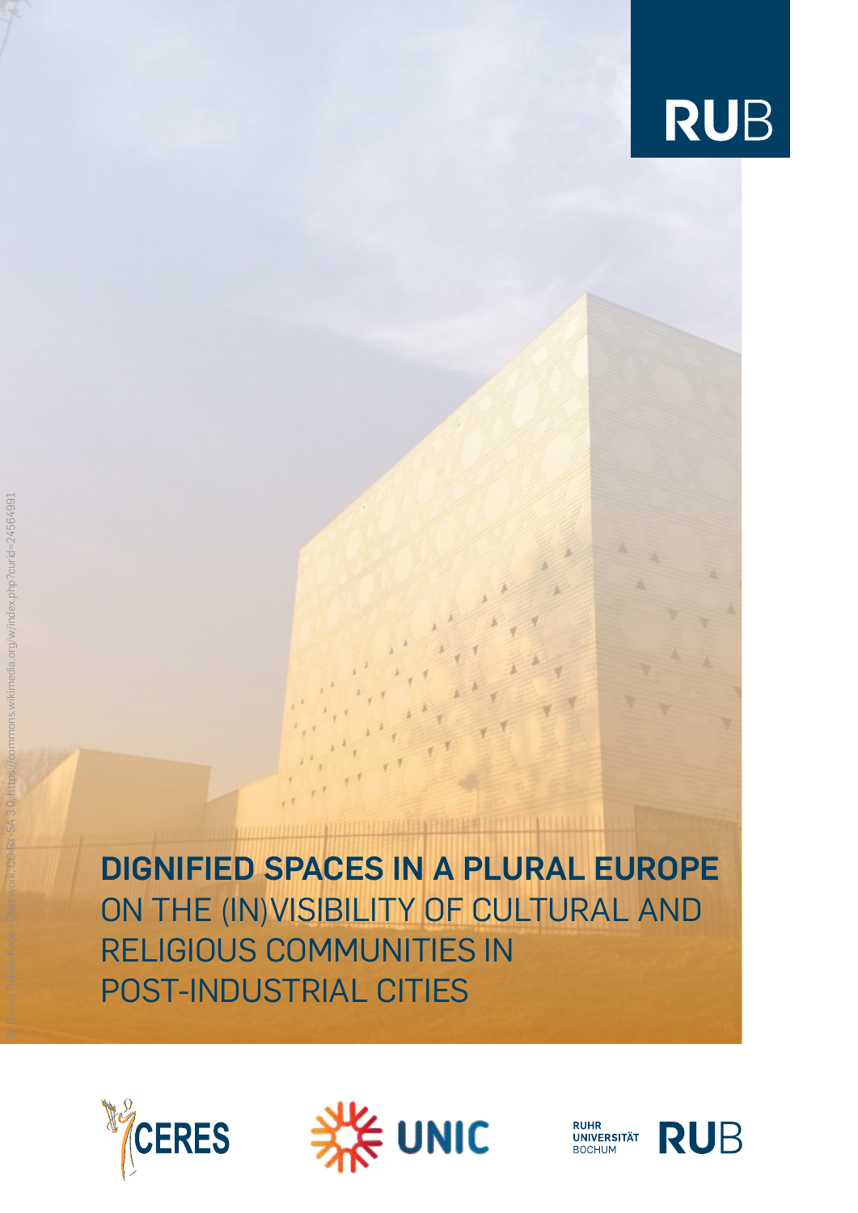# DIGNIFIED SPACES IN A PLURAL EUROPE

## ON THE (IN)VISIBILITY OF CULTURAL AND RELIGIOUS COMMUNITIES IN POST-INDUSTRIAL CITIES

By Daniel Ullrich-Kuge - Own work, CC BY-SA 3.0, https://commons.wikimedia.org/w/index.php?curid=24564991

CERES

UNIC

RUHR UNIVERSITÄT BOCHUM RUB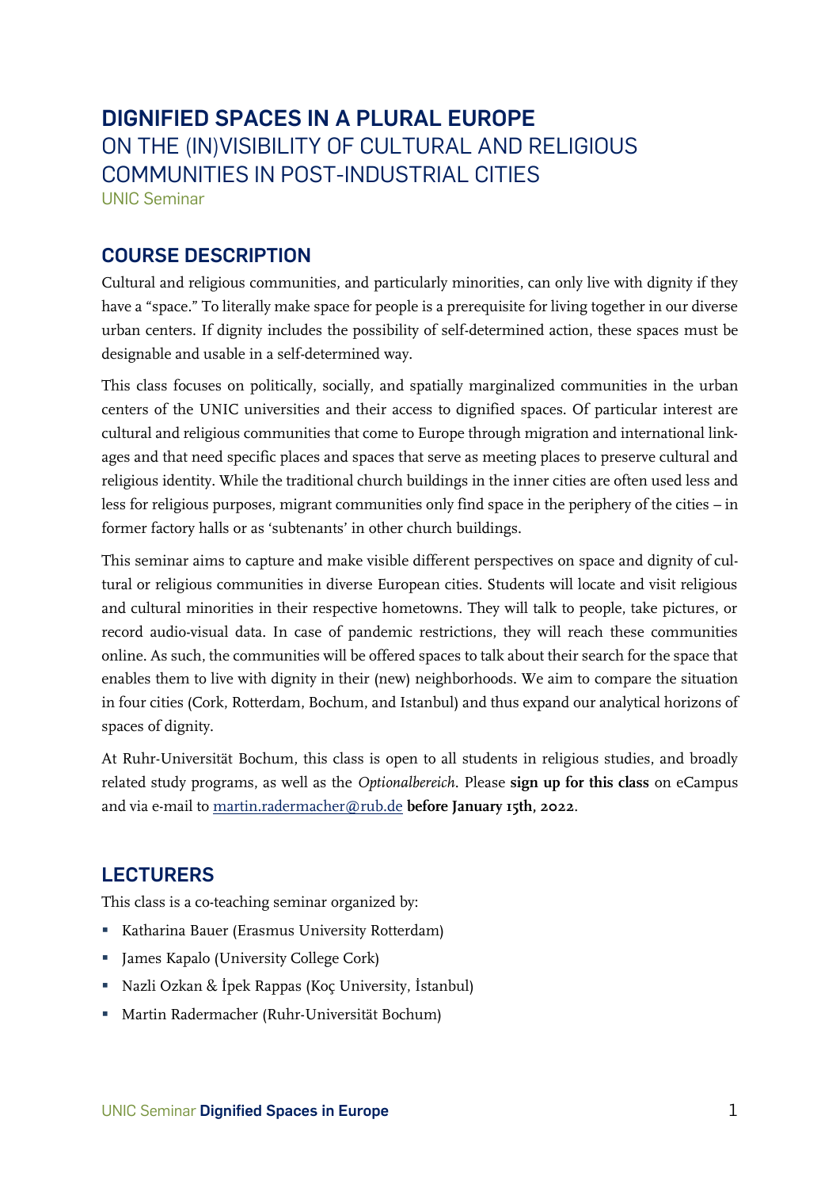# DIGNIFIED SPACES IN A PLURAL EUROPE

## ON THE (IN)VISIBILITY OF CULTURAL AND RELIGIOUS COMMUNITIES IN POST-INDUSTRIAL CITIES

UNIC Seminar

## COURSE DESCRIPTION

Cultural and religious communities, and particularly minorities, can only live with dignity if they have a "space." To literally make space for people is a prerequisite for living together in our diverse urban centers. If dignity includes the possibility of self-determined action, these spaces must be designable and usable in a self-determined way.

This class focuses on politically, socially, and spatially marginalized communities in the urban centers of the UNIC universities and their access to dignified spaces. Of particular interest are cultural and religious communities that come to Europe through migration and international linkages and that need specific places and spaces that serve as meeting places to preserve cultural and religious identity. While the traditional church buildings in the inner cities are often used less and less for religious purposes, migrant communities only find space in the periphery of the cities – in former factory halls or as 'subtenants' in other church buildings.

This seminar aims to capture and make visible different perspectives on space and dignity of cultural or religious communities in diverse European cities. Students will locate and visit religious and cultural minorities in their respective hometowns. They will talk to people, take pictures, or record audio-visual data. In case of pandemic restrictions, they will reach these communities online. As such, the communities will be offered spaces to talk about their search for the space that enables them to live with dignity in their (new) neighborhoods. We aim to compare the situation in four cities (Cork, Rotterdam, Bochum, and Istanbul) and thus expand our analytical horizons of spaces of dignity.

At Ruhr-Universität Bochum, this class is open to all students in religious studies, and broadly related study programs, as well as the *Optionalbereich*. Please **sign up for this class** on eCampus and via e-mail to martin.radermacher@rub.de **before January 15th, 2022**.

## LECTURERS

This class is a co-teaching seminar organized by:

- Katharina Bauer (Erasmus University Rotterdam)
- James Kapalo (University College Cork)
- Nazli Ozkan & İpek Rappas (Koç University, İstanbul)
- Martin Radermacher (Ruhr-Universität Bochum)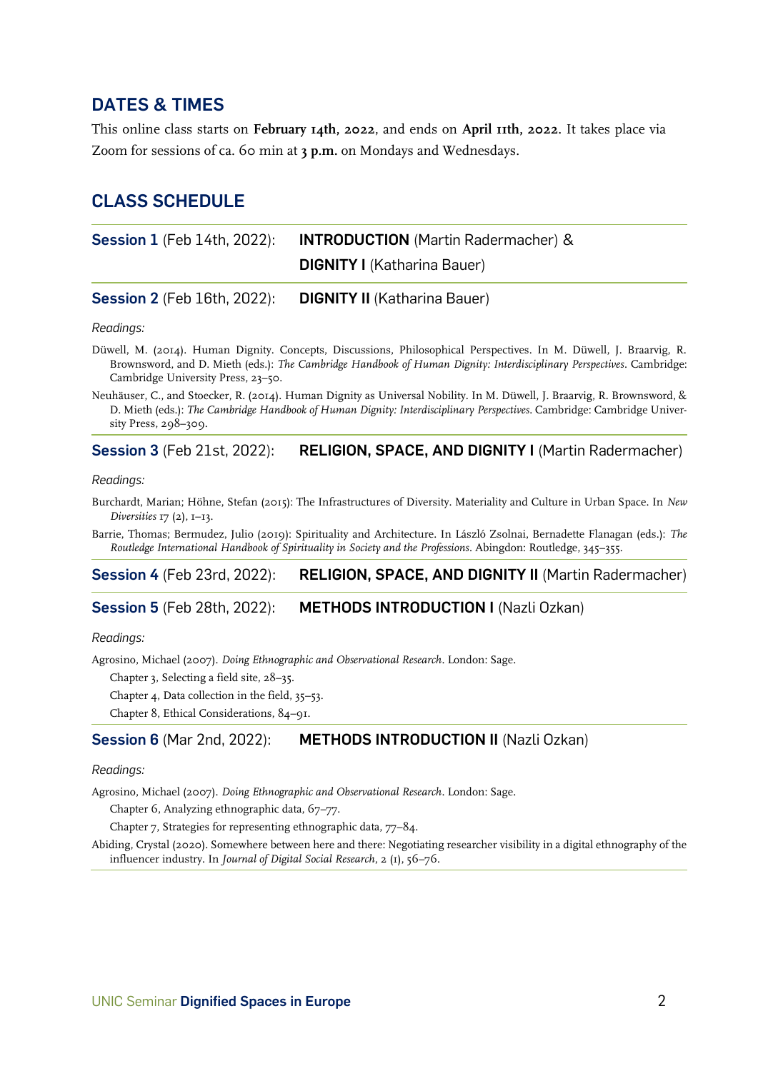## DATES & TIMES

This online class starts on **February 14th, 2022**, and ends on **April 11th, 2022**. It takes place via Zoom for sessions of ca. 60 min at **3 p.m.** on Mondays and Wednesdays.

## CLASS SCHEDULE

**Session 1** (Feb 14th, 2022): **INTRODUCTION** (Martin Radermacher) & **DIGNITY I** (Katharina Bauer)

**Session 2** (Feb 16th, 2022): **DIGNITY II** (Katharina Bauer)

*Readings:*

Düwell, M. (2014). Human Dignity. Concepts, Discussions, Philosophical Perspectives. In M. Düwell, J. Braarvig, R. Brownsword, and D. Mieth (eds.): *The Cambridge Handbook of Human Dignity: Interdisciplinary Perspectives*. Cambridge: Cambridge University Press, 23–50.

Neuhäuser, C., and Stoecker, R. (2014). Human Dignity as Universal Nobility. In M. Düwell, J. Braarvig, R. Brownsword, & D. Mieth (eds.): *The Cambridge Handbook of Human Dignity: Interdisciplinary Perspectives*. Cambridge: Cambridge University Press, 298–309.

**Session 3** (Feb 21st, 2022): **RELIGION, SPACE, AND DIGNITY I** (Martin Radermacher)

*Readings:*

Burchardt, Marian; Höhne, Stefan (2015): The Infrastructures of Diversity. Materiality and Culture in Urban Space. In *New Diversities* 17 (2), 1–13.

Barrie, Thomas; Bermudez, Julio (2019): Spirituality and Architecture. In László Zsolnai, Bernadette Flanagan (eds.): *The Routledge International Handbook of Spirituality in Society and the Professions*. Abingdon: Routledge, 345–355.

**Session 4** (Feb 23rd, 2022): **RELIGION, SPACE, AND DIGNITY II** (Martin Radermacher)

**Session 5** (Feb 28th, 2022): **METHODS INTRODUCTION I** (Nazli Ozkan)

*Readings:*

Agrosino, Michael (2007). *Doing Ethnographic and Observational Research*. London: Sage.

Chapter 3, Selecting a field site, 28–35.

Chapter 4, Data collection in the field, 35–53.

Chapter 8, Ethical Considerations, 84–91.

**Session 6** (Mar 2nd, 2022): **METHODS INTRODUCTION II** (Nazli Ozkan)

*Readings:*

Agrosino, Michael (2007). *Doing Ethnographic and Observational Research*. London: Sage.

Chapter 6, Analyzing ethnographic data, 67–77.

Chapter 7, Strategies for representing ethnographic data, 77–84.

Abiding, Crystal (2020). Somewhere between here and there: Negotiating researcher visibility in a digital ethnography of the influencer industry. In *Journal of Digital Social Research*, 2 (1), 56–76.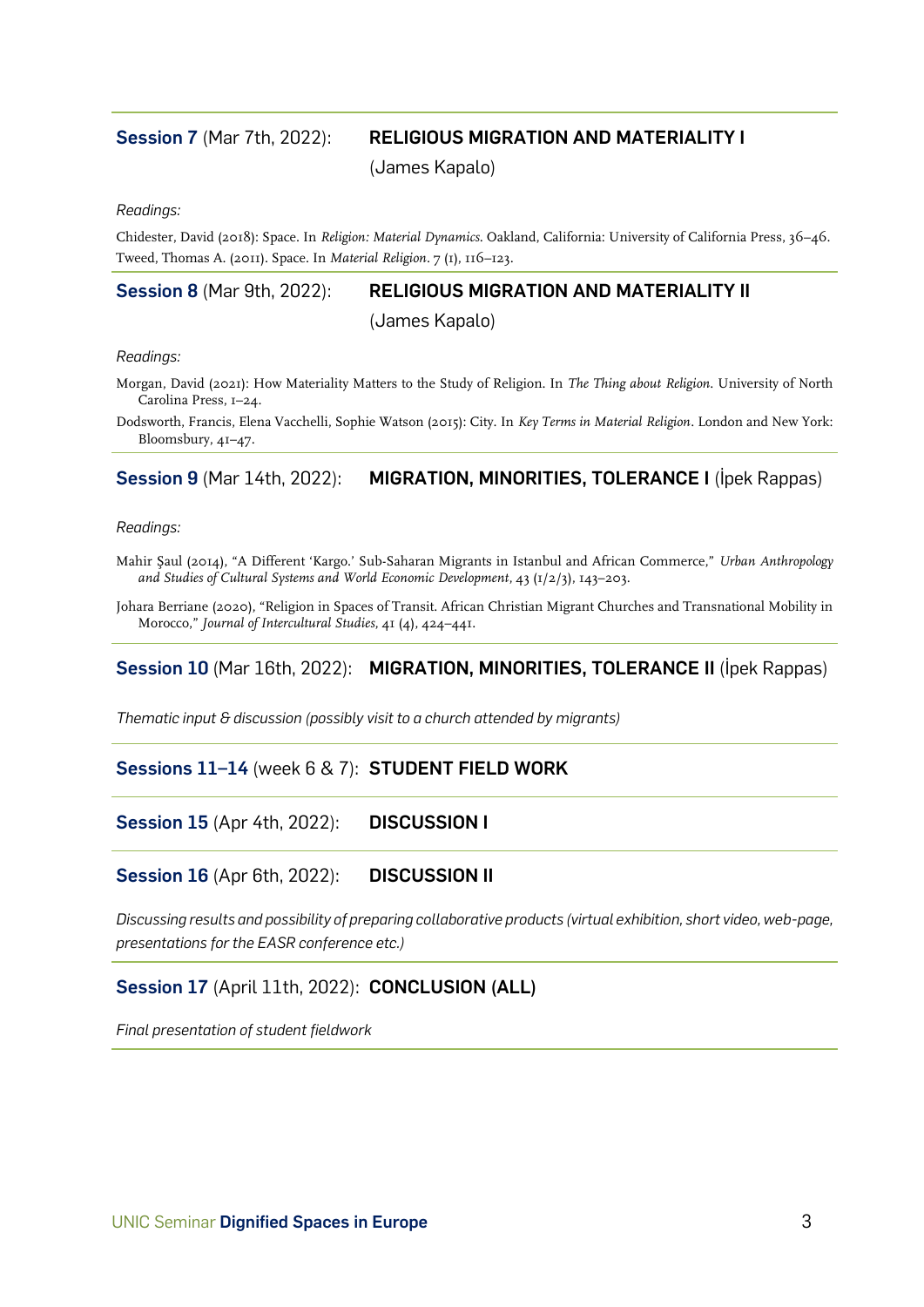### **Session 7** (Mar 7th, 2022): **RELIGIOUS MIGRATION AND MATERIALITY I** (James Kapalo)

*Readings:*

Chidester, David (2018): Space. In *Religion: Material Dynamics*. Oakland, California: University of California Press, 36–46.
Tweed, Thomas A. (2011). Space. In *Material Religion*. 7 (1), 116–123.

### **Session 8** (Mar 9th, 2022): **RELIGIOUS MIGRATION AND MATERIALITY II** (James Kapalo)

*Readings:*

Morgan, David (2021): How Materiality Matters to the Study of Religion. In *The Thing about Religion*. University of North Carolina Press, 1–24.

Dodsworth, Francis, Elena Vacchelli, Sophie Watson (2015): City. In *Key Terms in Material Religion*. London and New York: Bloomsbury, 41–47.

### **Session 9** (Mar 14th, 2022): **MIGRATION, MINORITIES, TOLERANCE I** (İpek Rappas)

*Readings:*

Mahir Şaul (2014), "A Different 'Kargo.' Sub-Saharan Migrants in Istanbul and African Commerce," *Urban Anthropology and Studies of Cultural Systems and World Economic Development*, 43 (1/2/3), 143–203.

Johara Berriane (2020), "Religion in Spaces of Transit. African Christian Migrant Churches and Transnational Mobility in Morocco," *Journal of Intercultural Studies*, 41 (4), 424–441.

### **Session 10** (Mar 16th, 2022): **MIGRATION, MINORITIES, TOLERANCE II** (İpek Rappas)

*Thematic input & discussion (possibly visit to a church attended by migrants)*

### **Sessions 11–14** (week 6 & 7): **STUDENT FIELD WORK**

### **Session 15** (Apr 4th, 2022): **DISCUSSION I**

### **Session 16** (Apr 6th, 2022): **DISCUSSION II**

*Discussing results and possibility of preparing collaborative products (virtual exhibition, short video, web-page, presentations for the EASR conference etc.)*

### **Session 17** (April 11th, 2022): **CONCLUSION (ALL)**

*Final presentation of student fieldwork*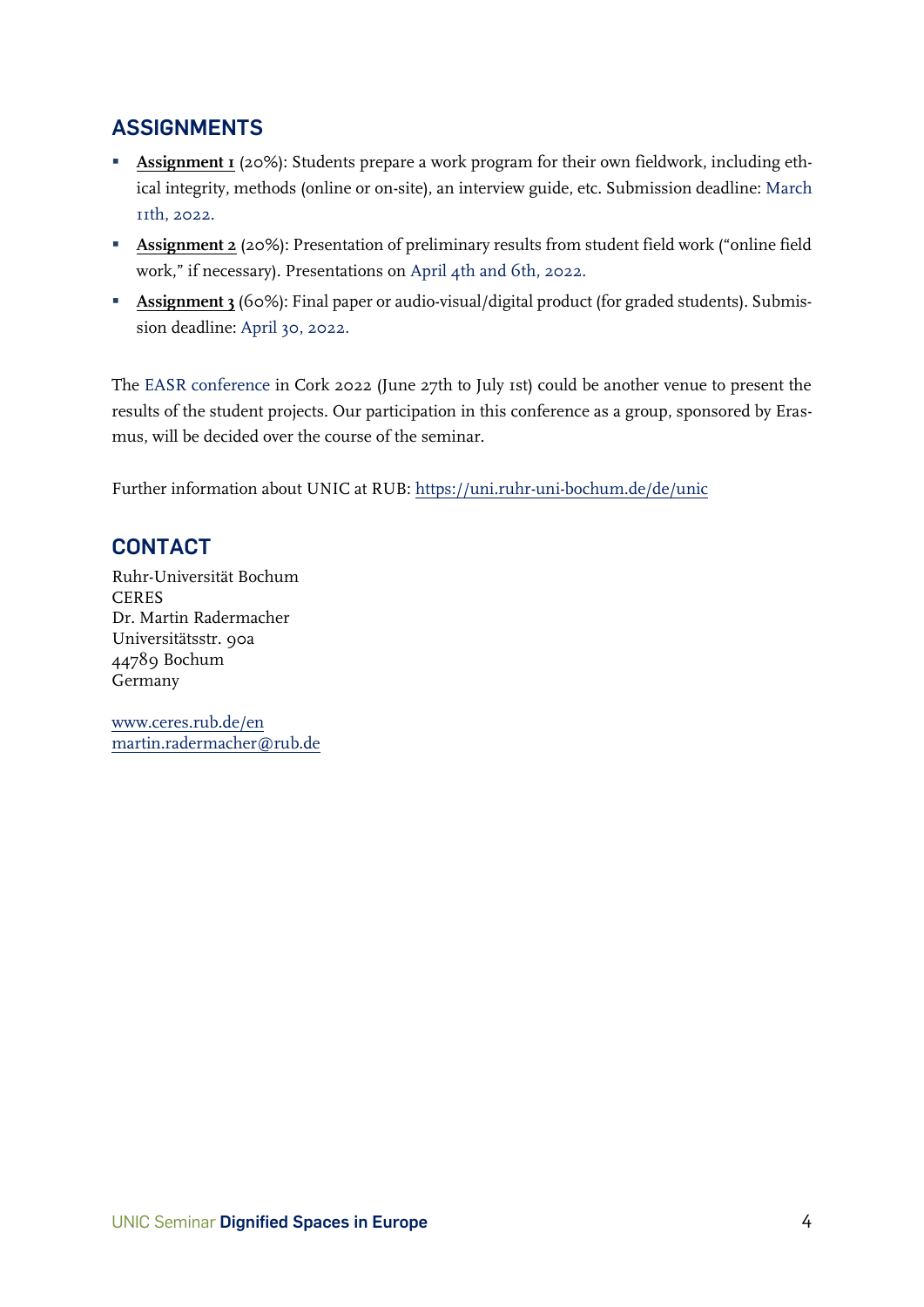## ASSIGNMENTS

- **Assignment 1** (20%): Students prepare a work program for their own fieldwork, including ethical integrity, methods (online or on-site), an interview guide, etc. Submission deadline: March 11th, 2022.
- **Assignment 2** (20%): Presentation of preliminary results from student field work ("online field work," if necessary). Presentations on April 4th and 6th, 2022.
- **Assignment 3** (60%): Final paper or audio-visual/digital product (for graded students). Submission deadline: April 30, 2022.

The EASR conference in Cork 2022 (June 27th to July 1st) could be another venue to present the results of the student projects. Our participation in this conference as a group, sponsored by Erasmus, will be decided over the course of the seminar.

Further information about UNIC at RUB: https://uni.ruhr-uni-bochum.de/de/unic

## CONTACT

Ruhr-Universität Bochum
CERES
Dr. Martin Radermacher
Universitätsstr. 90a
44789 Bochum
Germany

www.ceres.rub.de/en
martin.radermacher@rub.de